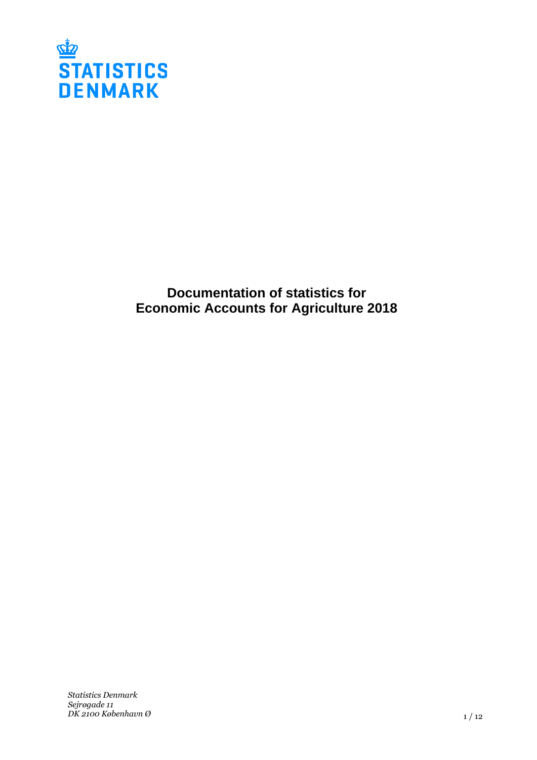STATISTICS DENMARK

# Documentation of statistics for Economic Accounts for Agriculture 2018

*Statistics Denmark*
*Sejrøgade 11*
*DK 2100 København Ø*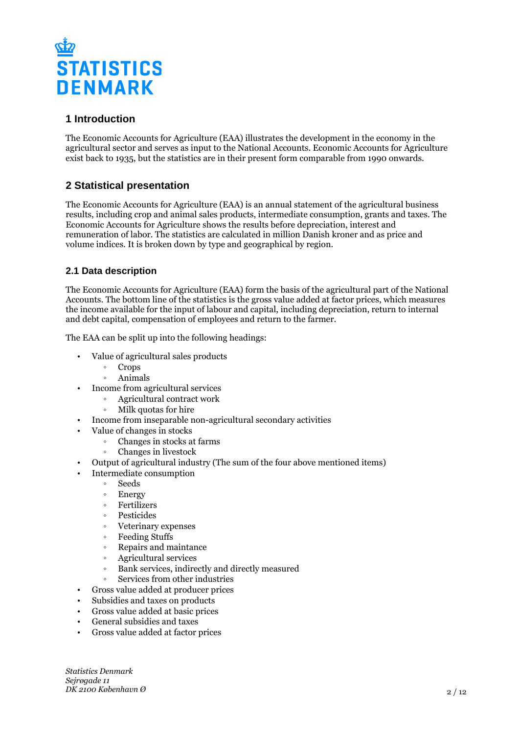# 1 Introduction

The Economic Accounts for Agriculture (EAA) illustrates the development in the economy in the agricultural sector and serves as input to the National Accounts. Economic Accounts for Agriculture exist back to 1935, but the statistics are in their present form comparable from 1990 onwards.

# 2 Statistical presentation

The Economic Accounts for Agriculture (EAA) is an annual statement of the agricultural business results, including crop and animal sales products, intermediate consumption, grants and taxes. The Economic Accounts for Agriculture shows the results before depreciation, interest and remuneration of labor. The statistics are calculated in million Danish kroner and as price and volume indices. It is broken down by type and geographical by region.

## 2.1 Data description

The Economic Accounts for Agriculture (EAA) form the basis of the agricultural part of the National Accounts. The bottom line of the statistics is the gross value added at factor prices, which measures the income available for the input of labour and capital, including depreciation, return to internal and debt capital, compensation of employees and return to the farmer.

The EAA can be split up into the following headings:

- Value of agricultural sales products
  - Crops
  - Animals
- Income from agricultural services
  - Agricultural contract work
  - Milk quotas for hire
- Income from inseparable non-agricultural secondary activities
- Value of changes in stocks
  - Changes in stocks at farms
  - Changes in livestock
- Output of agricultural industry (The sum of the four above mentioned items)
- Intermediate consumption
  - Seeds
  - Energy
  - Fertilizers
  - Pesticides
  - Veterinary expenses
  - Feeding Stuffs
  - Repairs and maintance
  - Agricultural services
  - Bank services, indirectly and directly measured
  - Services from other industries
- Gross value added at producer prices
- Subsidies and taxes on products
- Gross value added at basic prices
- General subsidies and taxes
- Gross value added at factor prices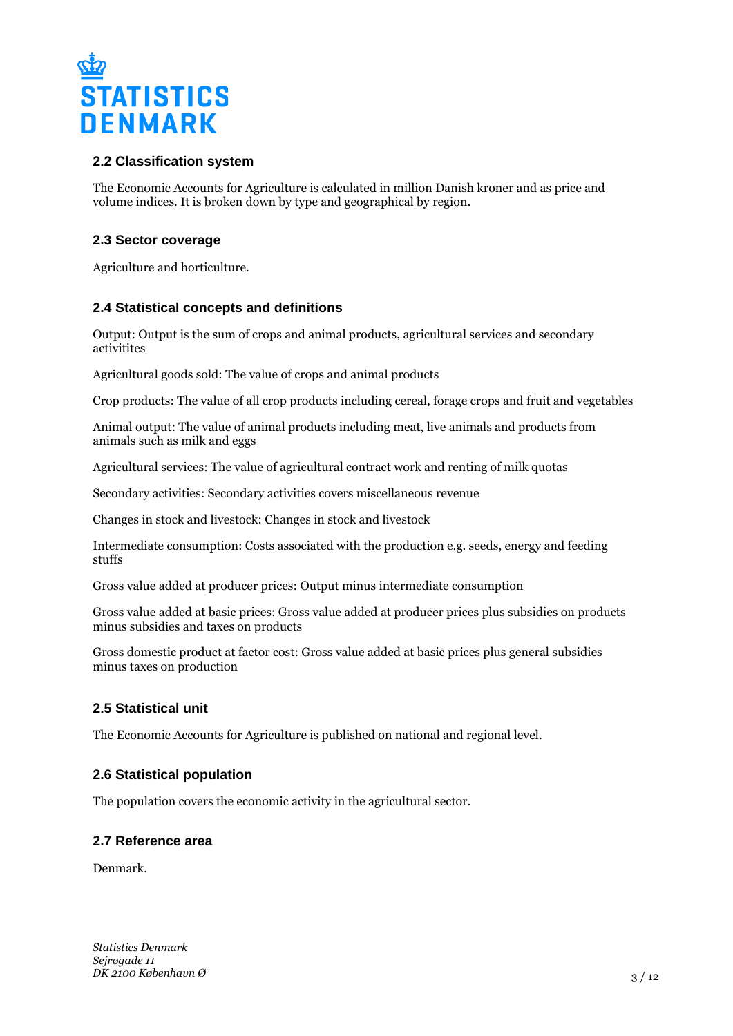## 2.2 Classification system

The Economic Accounts for Agriculture is calculated in million Danish kroner and as price and volume indices. It is broken down by type and geographical by region.

## 2.3 Sector coverage

Agriculture and horticulture.

## 2.4 Statistical concepts and definitions

Output: Output is the sum of crops and animal products, agricultural services and secondary activitites

Agricultural goods sold: The value of crops and animal products

Crop products: The value of all crop products including cereal, forage crops and fruit and vegetables

Animal output: The value of animal products including meat, live animals and products from animals such as milk and eggs

Agricultural services: The value of agricultural contract work and renting of milk quotas

Secondary activities: Secondary activities covers miscellaneous revenue

Changes in stock and livestock: Changes in stock and livestock

Intermediate consumption: Costs associated with the production e.g. seeds, energy and feeding stuffs

Gross value added at producer prices: Output minus intermediate consumption

Gross value added at basic prices: Gross value added at producer prices plus subsidies on products minus subsidies and taxes on products

Gross domestic product at factor cost: Gross value added at basic prices plus general subsidies minus taxes on production

## 2.5 Statistical unit

The Economic Accounts for Agriculture is published on national and regional level.

## 2.6 Statistical population

The population covers the economic activity in the agricultural sector.

## 2.7 Reference area

Denmark.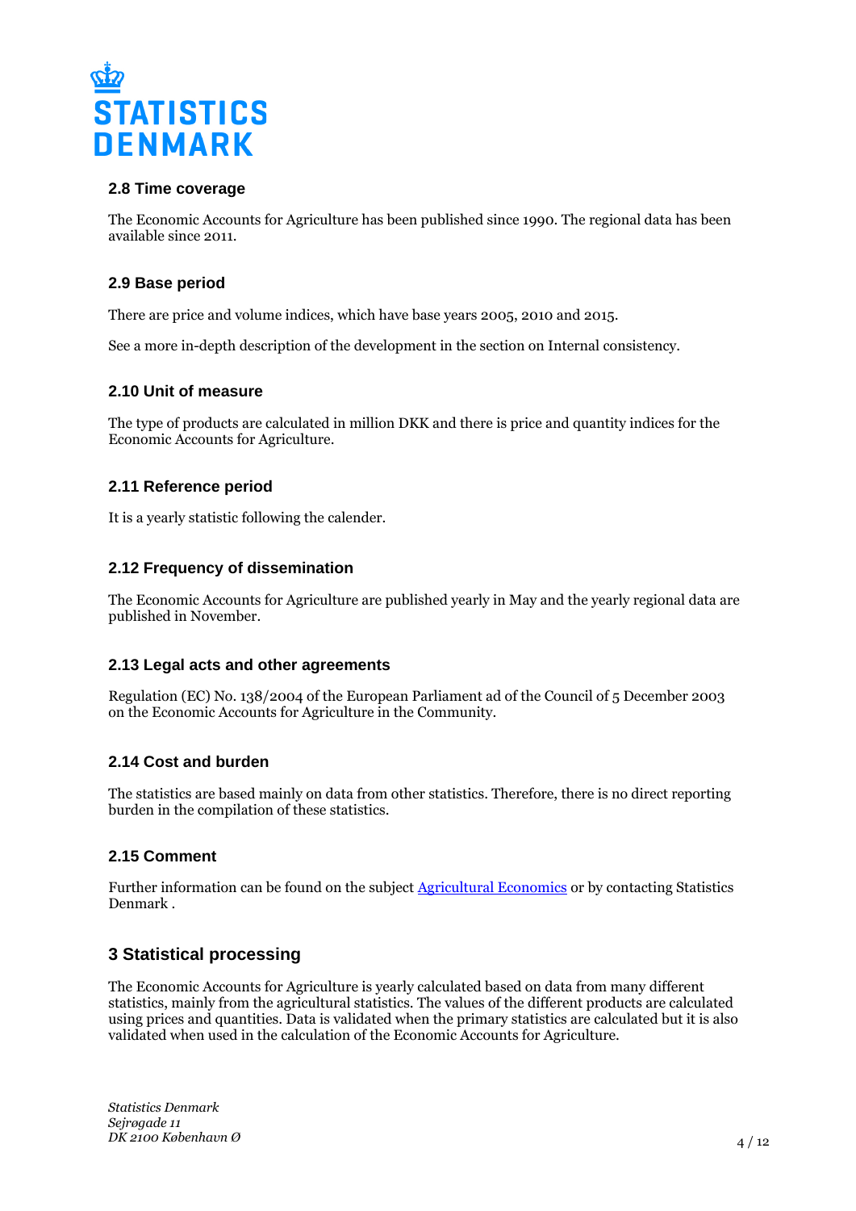### 2.8 Time coverage

The Economic Accounts for Agriculture has been published since 1990. The regional data has been available since 2011.

### 2.9 Base period

There are price and volume indices, which have base years 2005, 2010 and 2015.

See a more in-depth description of the development in the section on Internal consistency.

### 2.10 Unit of measure

The type of products are calculated in million DKK and there is price and quantity indices for the Economic Accounts for Agriculture.

### 2.11 Reference period

It is a yearly statistic following the calender.

### 2.12 Frequency of dissemination

The Economic Accounts for Agriculture are published yearly in May and the yearly regional data are published in November.

### 2.13 Legal acts and other agreements

Regulation (EC) No. 138/2004 of the European Parliament ad of the Council of 5 December 2003 on the Economic Accounts for Agriculture in the Community.

### 2.14 Cost and burden

The statistics are based mainly on data from other statistics. Therefore, there is no direct reporting burden in the compilation of these statistics.

### 2.15 Comment

Further information can be found on the subject [Agricultural Economics] or by contacting Statistics Denmark .

## 3 Statistical processing

The Economic Accounts for Agriculture is yearly calculated based on data from many different statistics, mainly from the agricultural statistics. The values of the different products are calculated using prices and quantities. Data is validated when the primary statistics are calculated but it is also validated when used in the calculation of the Economic Accounts for Agriculture.

*Statistics Denmark*
*Sejrøgade 11*
*DK 2100 København Ø*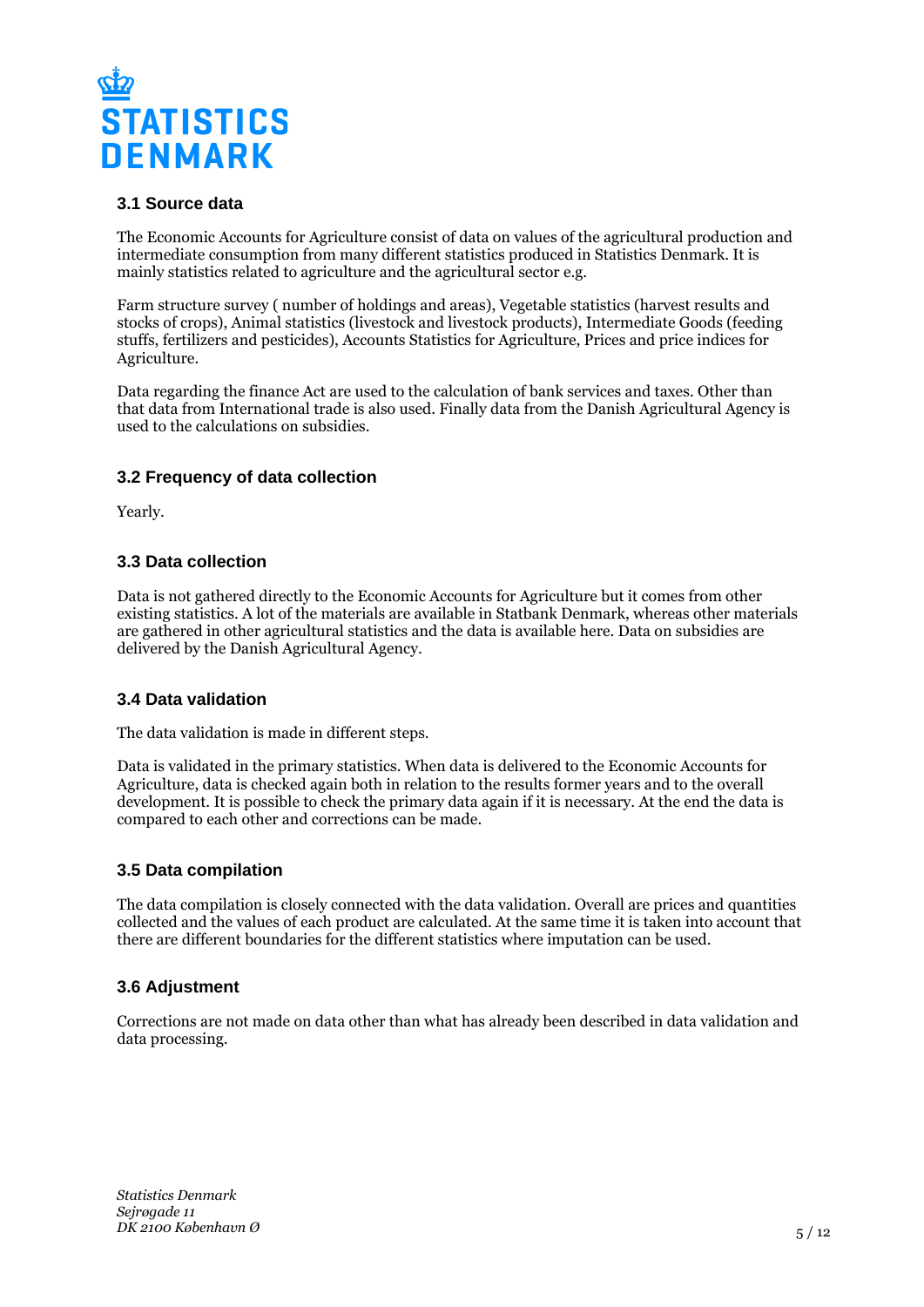### 3.1 Source data

The Economic Accounts for Agriculture consist of data on values of the agricultural production and intermediate consumption from many different statistics produced in Statistics Denmark. It is mainly statistics related to agriculture and the agricultural sector e.g.

Farm structure survey ( number of holdings and areas), Vegetable statistics (harvest results and stocks of crops), Animal statistics (livestock and livestock products), Intermediate Goods (feeding stuffs, fertilizers and pesticides), Accounts Statistics for Agriculture, Prices and price indices for Agriculture.

Data regarding the finance Act are used to the calculation of bank services and taxes. Other than that data from International trade is also used. Finally data from the Danish Agricultural Agency is used to the calculations on subsidies.

### 3.2 Frequency of data collection

Yearly.

### 3.3 Data collection

Data is not gathered directly to the Economic Accounts for Agriculture but it comes from other existing statistics. A lot of the materials are available in Statbank Denmark, whereas other materials are gathered in other agricultural statistics and the data is available here. Data on subsidies are delivered by the Danish Agricultural Agency.

### 3.4 Data validation

The data validation is made in different steps.

Data is validated in the primary statistics. When data is delivered to the Economic Accounts for Agriculture, data is checked again both in relation to the results former years and to the overall development. It is possible to check the primary data again if it is necessary. At the end the data is compared to each other and corrections can be made.

### 3.5 Data compilation

The data compilation is closely connected with the data validation. Overall are prices and quantities collected and the values of each product are calculated. At the same time it is taken into account that there are different boundaries for the different statistics where imputation can be used.

### 3.6 Adjustment

Corrections are not made on data other than what has already been described in data validation and data processing.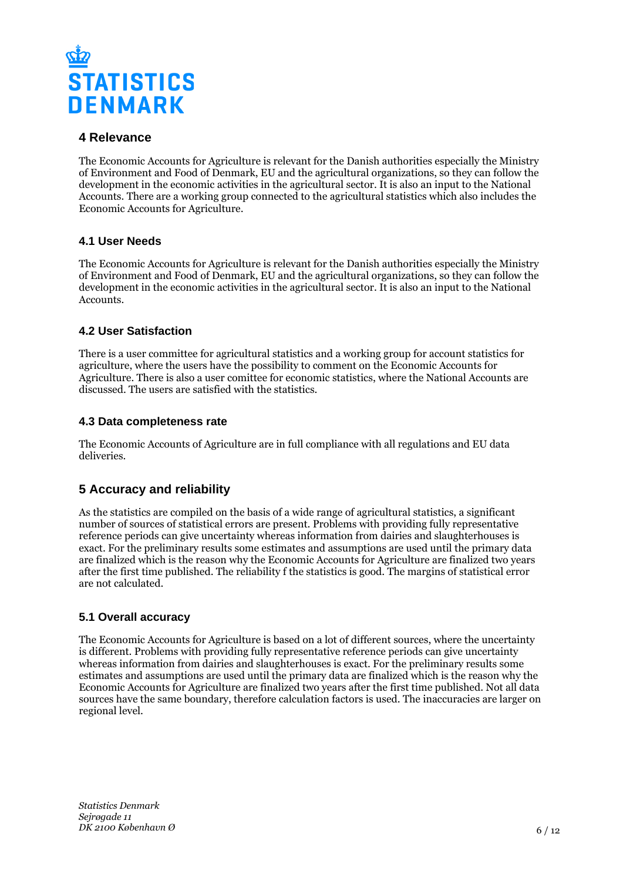## 4 Relevance

The Economic Accounts for Agriculture is relevant for the Danish authorities especially the Ministry of Environment and Food of Denmark, EU and the agricultural organizations, so they can follow the development in the economic activities in the agricultural sector. It is also an input to the National Accounts. There are a working group connected to the agricultural statistics which also includes the Economic Accounts for Agriculture.

### 4.1 User Needs

The Economic Accounts for Agriculture is relevant for the Danish authorities especially the Ministry of Environment and Food of Denmark, EU and the agricultural organizations, so they can follow the development in the economic activities in the agricultural sector. It is also an input to the National Accounts.

### 4.2 User Satisfaction

There is a user committee for agricultural statistics and a working group for account statistics for agriculture, where the users have the possibility to comment on the Economic Accounts for Agriculture. There is also a user comittee for economic statistics, where the National Accounts are discussed. The users are satisfied with the statistics.

### 4.3 Data completeness rate

The Economic Accounts of Agriculture are in full compliance with all regulations and EU data deliveries.

## 5 Accuracy and reliability

As the statistics are compiled on the basis of a wide range of agricultural statistics, a significant number of sources of statistical errors are present. Problems with providing fully representative reference periods can give uncertainty whereas information from dairies and slaughterhouses is exact. For the preliminary results some estimates and assumptions are used until the primary data are finalized which is the reason why the Economic Accounts for Agriculture are finalized two years after the first time published. The reliability f the statistics is good. The margins of statistical error are not calculated.

### 5.1 Overall accuracy

The Economic Accounts for Agriculture is based on a lot of different sources, where the uncertainty is different. Problems with providing fully representative reference periods can give uncertainty whereas information from dairies and slaughterhouses is exact. For the preliminary results some estimates and assumptions are used until the primary data are finalized which is the reason why the Economic Accounts for Agriculture are finalized two years after the first time published. Not all data sources have the same boundary, therefore calculation factors is used. The inaccuracies are larger on regional level.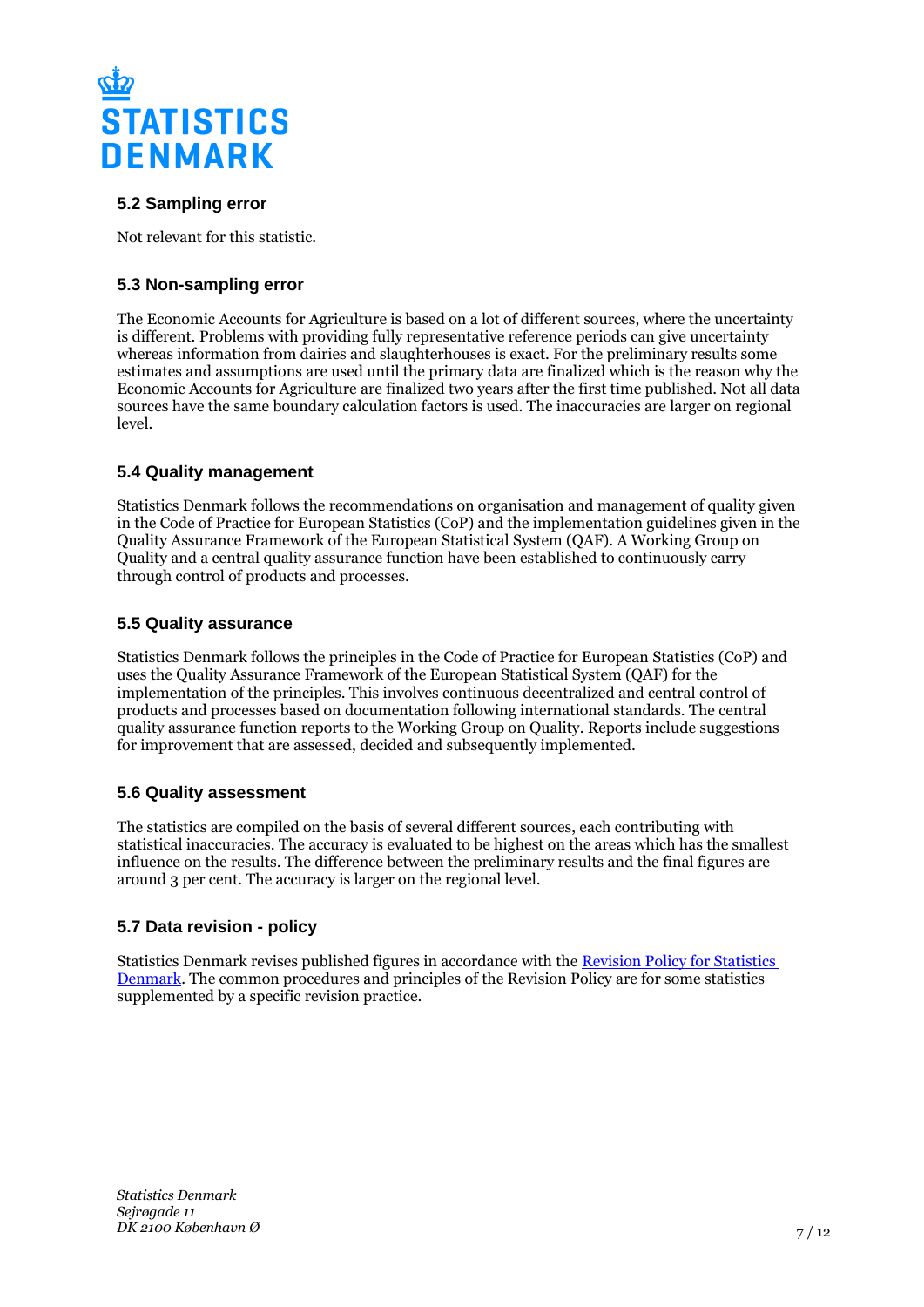### 5.2 Sampling error

Not relevant for this statistic.

### 5.3 Non-sampling error

The Economic Accounts for Agriculture is based on a lot of different sources, where the uncertainty is different. Problems with providing fully representative reference periods can give uncertainty whereas information from dairies and slaughterhouses is exact. For the preliminary results some estimates and assumptions are used until the primary data are finalized which is the reason why the Economic Accounts for Agriculture are finalized two years after the first time published. Not all data sources have the same boundary calculation factors is used. The inaccuracies are larger on regional level.

### 5.4 Quality management

Statistics Denmark follows the recommendations on organisation and management of quality given in the Code of Practice for European Statistics (CoP) and the implementation guidelines given in the Quality Assurance Framework of the European Statistical System (QAF). A Working Group on Quality and a central quality assurance function have been established to continuously carry through control of products and processes.

### 5.5 Quality assurance

Statistics Denmark follows the principles in the Code of Practice for European Statistics (CoP) and uses the Quality Assurance Framework of the European Statistical System (QAF) for the implementation of the principles. This involves continuous decentralized and central control of products and processes based on documentation following international standards. The central quality assurance function reports to the Working Group on Quality. Reports include suggestions for improvement that are assessed, decided and subsequently implemented.

### 5.6 Quality assessment

The statistics are compiled on the basis of several different sources, each contributing with statistical inaccuracies. The accuracy is evaluated to be highest on the areas which has the smallest influence on the results. The difference between the preliminary results and the final figures are around 3 per cent. The accuracy is larger on the regional level.

### 5.7 Data revision - policy

Statistics Denmark revises published figures in accordance with the [Revision Policy for Statistics Denmark](). The common procedures and principles of the Revision Policy are for some statistics supplemented by a specific revision practice.

*Statistics Denmark*
*Sejrøgade 11*
*DK 2100 København Ø*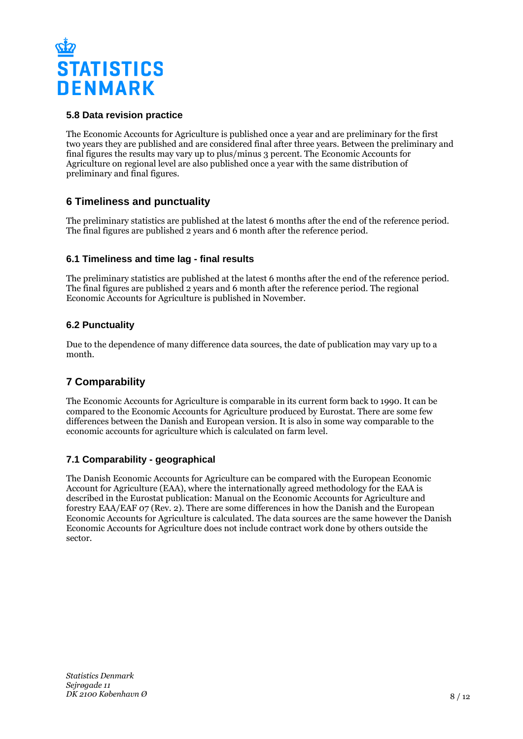### 5.8 Data revision practice

The Economic Accounts for Agriculture is published once a year and are preliminary for the first two years they are published and are considered final after three years. Between the preliminary and final figures the results may vary up to plus/minus 3 percent. The Economic Accounts for Agriculture on regional level are also published once a year with the same distribution of preliminary and final figures.

## 6 Timeliness and punctuality

The preliminary statistics are published at the latest 6 months after the end of the reference period. The final figures are published 2 years and 6 month after the reference period.

### 6.1 Timeliness and time lag - final results

The preliminary statistics are published at the latest 6 months after the end of the reference period. The final figures are published 2 years and 6 month after the reference period. The regional Economic Accounts for Agriculture is published in November.

### 6.2 Punctuality

Due to the dependence of many difference data sources, the date of publication may vary up to a month.

## 7 Comparability

The Economic Accounts for Agriculture is comparable in its current form back to 1990. It can be compared to the Economic Accounts for Agriculture produced by Eurostat. There are some few differences between the Danish and European version. It is also in some way comparable to the economic accounts for agriculture which is calculated on farm level.

### 7.1 Comparability - geographical

The Danish Economic Accounts for Agriculture can be compared with the European Economic Account for Agriculture (EAA), where the internationally agreed methodology for the EAA is described in the Eurostat publication: Manual on the Economic Accounts for Agriculture and forestry EAA/EAF 07 (Rev. 2). There are some differences in how the Danish and the European Economic Accounts for Agriculture is calculated. The data sources are the same however the Danish Economic Accounts for Agriculture does not include contract work done by others outside the sector.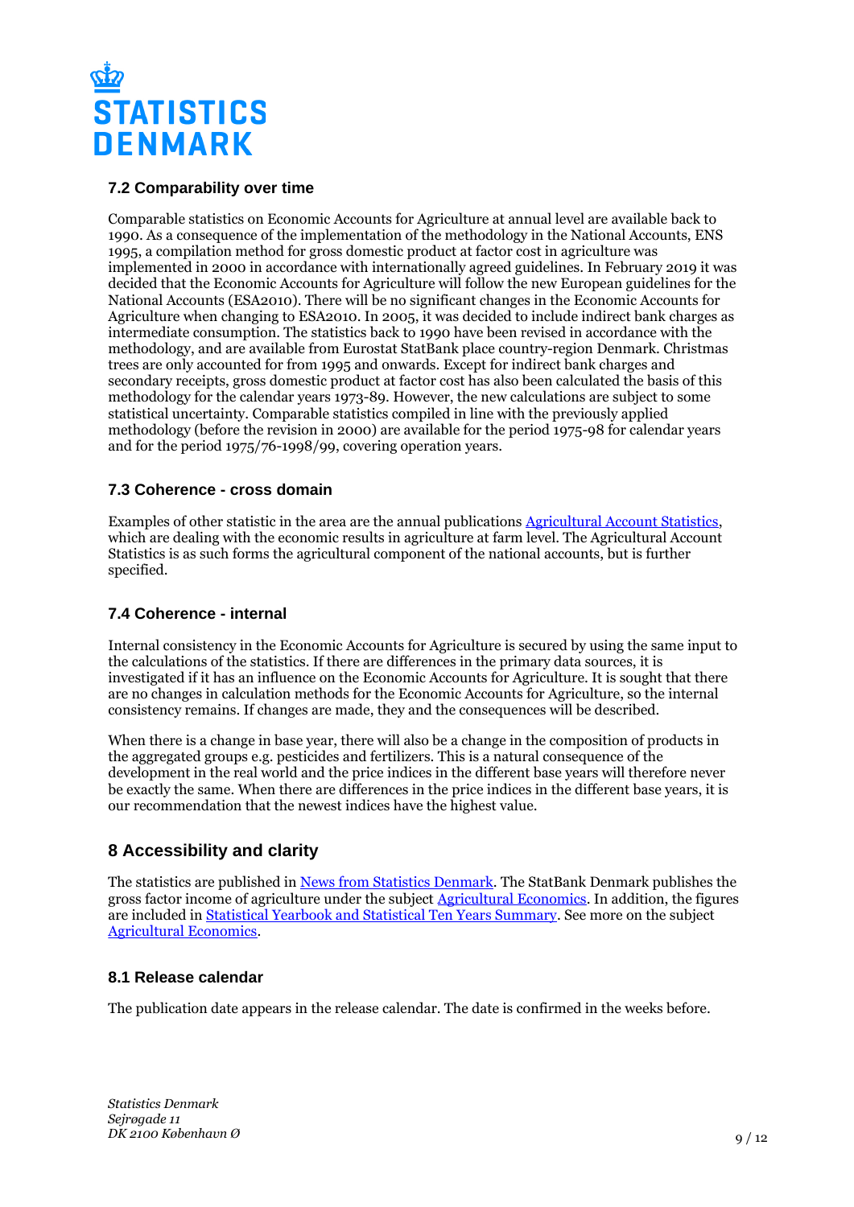### 7.2 Comparability over time

Comparable statistics on Economic Accounts for Agriculture at annual level are available back to 1990. As a consequence of the implementation of the methodology in the National Accounts, ENS 1995, a compilation method for gross domestic product at factor cost in agriculture was implemented in 2000 in accordance with internationally agreed guidelines. In February 2019 it was decided that the Economic Accounts for Agriculture will follow the new European guidelines for the National Accounts (ESA2010). There will be no significant changes in the Economic Accounts for Agriculture when changing to ESA2010. In 2005, it was decided to include indirect bank charges as intermediate consumption. The statistics back to 1990 have been revised in accordance with the methodology, and are available from Eurostat StatBank place country-region Denmark. Christmas trees are only accounted for from 1995 and onwards. Except for indirect bank charges and secondary receipts, gross domestic product at factor cost has also been calculated the basis of this methodology for the calendar years 1973-89. However, the new calculations are subject to some statistical uncertainty. Comparable statistics compiled in line with the previously applied methodology (before the revision in 2000) are available for the period 1975-98 for calendar years and for the period 1975/76-1998/99, covering operation years.

### 7.3 Coherence - cross domain

Examples of other statistic in the area are the annual publications [Agricultural Account Statistics](), which are dealing with the economic results in agriculture at farm level. The Agricultural Account Statistics is as such forms the agricultural component of the national accounts, but is further specified.

### 7.4 Coherence - internal

Internal consistency in the Economic Accounts for Agriculture is secured by using the same input to the calculations of the statistics. If there are differences in the primary data sources, it is investigated if it has an influence on the Economic Accounts for Agriculture. It is sought that there are no changes in calculation methods for the Economic Accounts for Agriculture, so the internal consistency remains. If changes are made, they and the consequences will be described.

When there is a change in base year, there will also be a change in the composition of products in the aggregated groups e.g. pesticides and fertilizers. This is a natural consequence of the development in the real world and the price indices in the different base years will therefore never be exactly the same. When there are differences in the price indices in the different base years, it is our recommendation that the newest indices have the highest value.

## 8 Accessibility and clarity

The statistics are published in [News from Statistics Denmark](). The StatBank Denmark publishes the gross factor income of agriculture under the subject [Agricultural Economics](). In addition, the figures are included in [Statistical Yearbook and Statistical Ten Years Summary](). See more on the subject [Agricultural Economics]().

### 8.1 Release calendar

The publication date appears in the release calendar. The date is confirmed in the weeks before.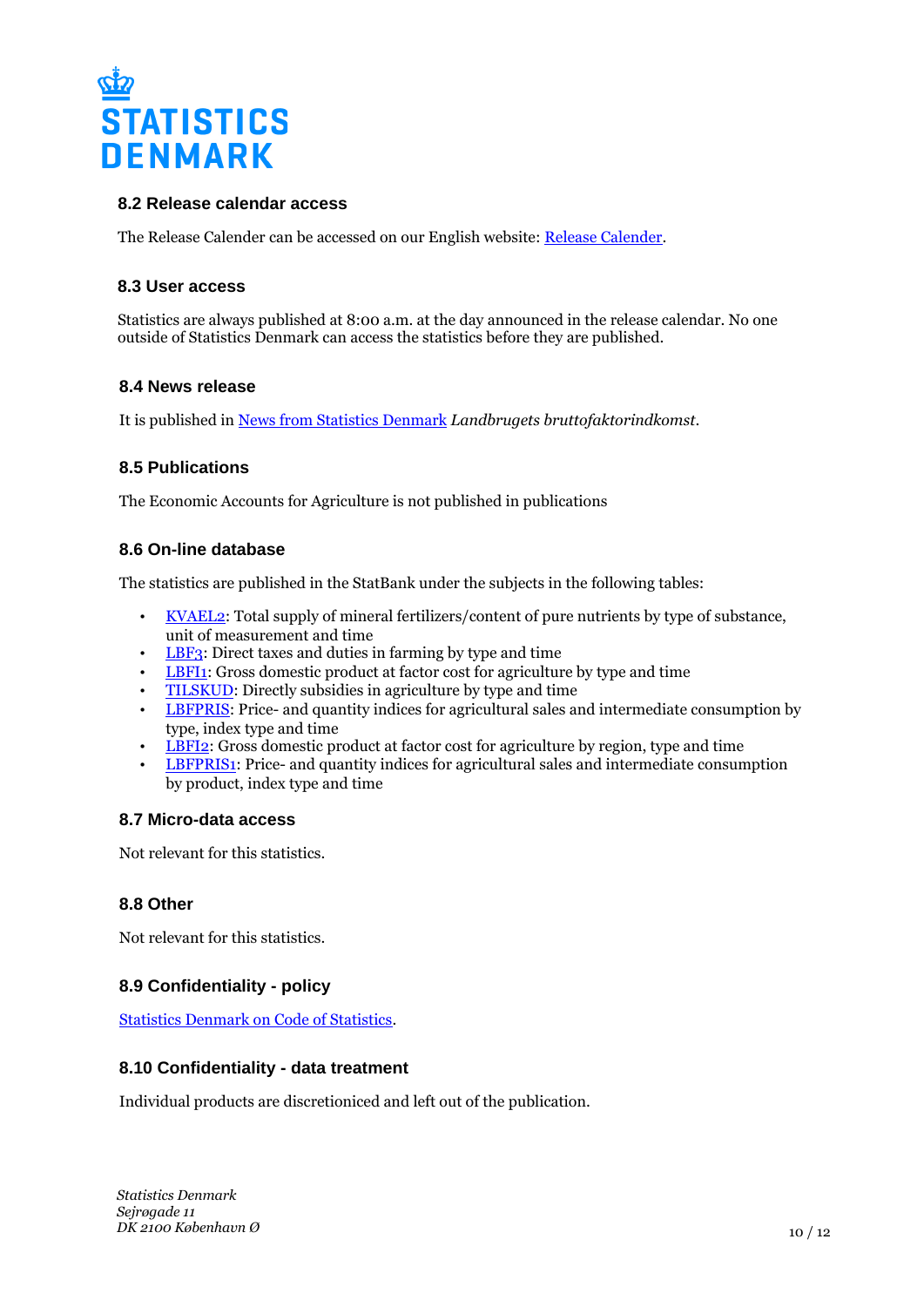## 8.2 Release calendar access

The Release Calender can be accessed on our English website: [Release Calender](#).

## 8.3 User access

Statistics are always published at 8:00 a.m. at the day announced in the release calendar. No one outside of Statistics Denmark can access the statistics before they are published.

## 8.4 News release

It is published in [News from Statistics Denmark](#) *Landbrugets bruttofaktorindkomst*.

## 8.5 Publications

The Economic Accounts for Agriculture is not published in publications

## 8.6 On-line database

The statistics are published in the StatBank under the subjects in the following tables:

- [KVAEL2](#): Total supply of mineral fertilizers/content of pure nutrients by type of substance, unit of measurement and time
- [LBF3](#): Direct taxes and duties in farming by type and time
- [LBFI1](#): Gross domestic product at factor cost for agriculture by type and time
- [TILSKUD](#): Directly subsidies in agriculture by type and time
- [LBFPRIS](#): Price- and quantity indices for agricultural sales and intermediate consumption by type, index type and time
- [LBFI2](#): Gross domestic product at factor cost for agriculture by region, type and time
- [LBFPRIS1](#): Price- and quantity indices for agricultural sales and intermediate consumption by product, index type and time

## 8.7 Micro-data access

Not relevant for this statistics.

## 8.8 Other

Not relevant for this statistics.

## 8.9 Confidentiality - policy

[Statistics Denmark on Code of Statistics](#).

## 8.10 Confidentiality - data treatment

Individual products are discretioniced and left out of the publication.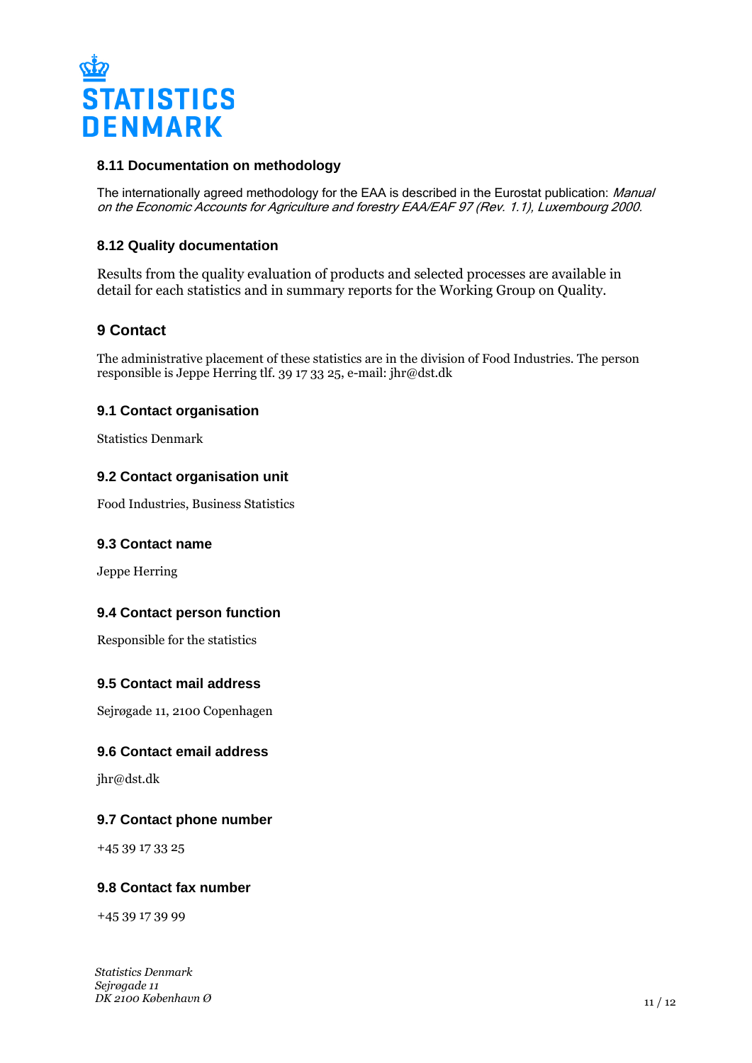### 8.11 Documentation on methodology

The internationally agreed methodology for the EAA is described in the Eurostat publication: *Manual on the Economic Accounts for Agriculture and forestry EAA/EAF 97 (Rev. 1.1), Luxembourg 2000.*

### 8.12 Quality documentation

Results from the quality evaluation of products and selected processes are available in detail for each statistics and in summary reports for the Working Group on Quality.

## 9 Contact

The administrative placement of these statistics are in the division of Food Industries. The person responsible is Jeppe Herring tlf. 39 17 33 25, e-mail: jhr@dst.dk

### 9.1 Contact organisation

Statistics Denmark

### 9.2 Contact organisation unit

Food Industries, Business Statistics

### 9.3 Contact name

Jeppe Herring

### 9.4 Contact person function

Responsible for the statistics

### 9.5 Contact mail address

Sejrøgade 11, 2100 Copenhagen

### 9.6 Contact email address

jhr@dst.dk

### 9.7 Contact phone number

+45 39 17 33 25

### 9.8 Contact fax number

+45 39 17 39 99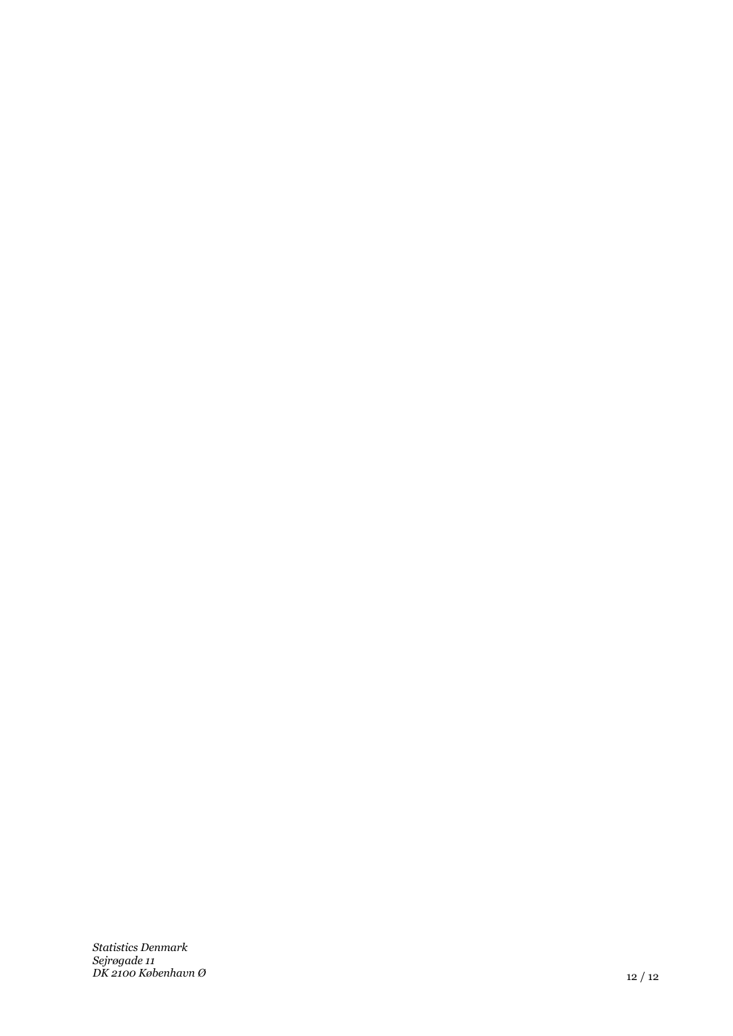*Statistics Denmark*
*Sejrøgade 11*
*DK 2100 København Ø*